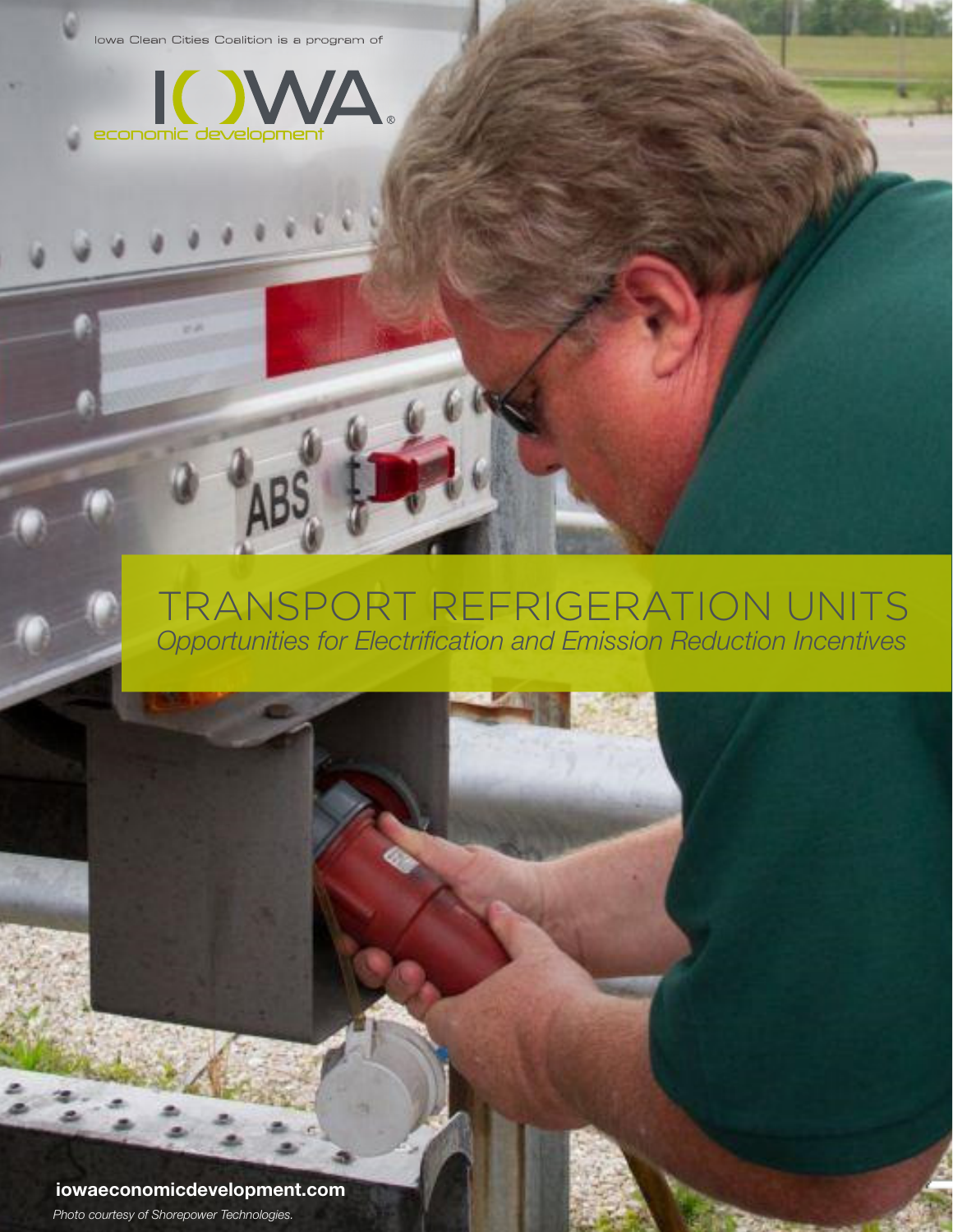Iowa Clean Cities Coalition is a program of

IOWA economic development

# TRANSPORT REFRIGERATION UNITS

*Opportunities for Electrification and Emission Reduction Incentives*

**iowaeconomicdevelopment.com**

*Photo courtesy of Shorepower Technologies.*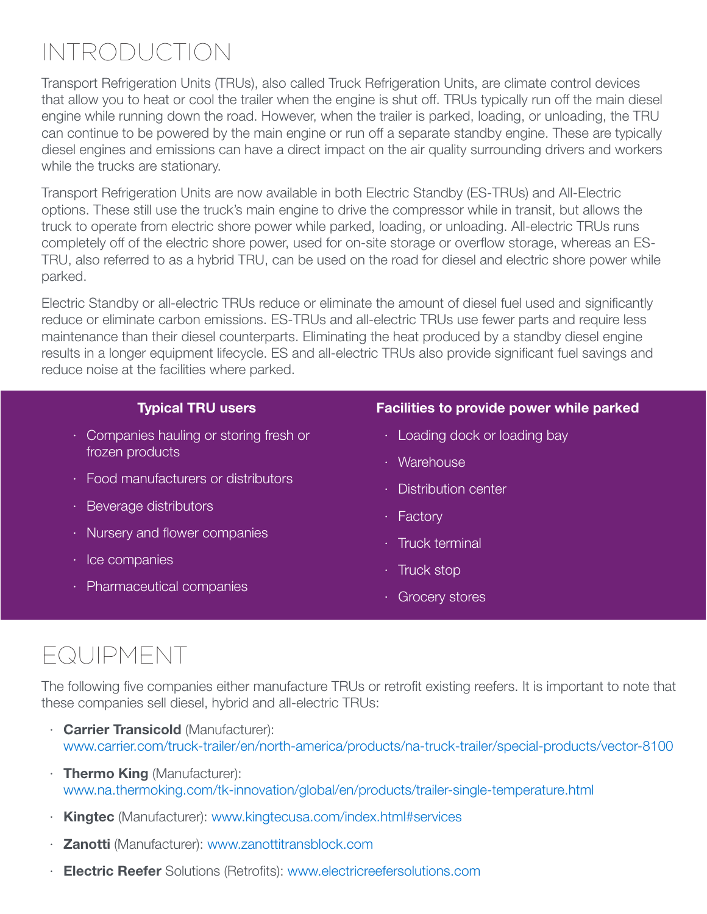# INTRODUCTION

Transport Refrigeration Units (TRUs), also called Truck Refrigeration Units, are climate control devices that allow you to heat or cool the trailer when the engine is shut off. TRUs typically run off the main diesel engine while running down the road. However, when the trailer is parked, loading, or unloading, the TRU can continue to be powered by the main engine or run off a separate standby engine. These are typically diesel engines and emissions can have a direct impact on the air quality surrounding drivers and workers while the trucks are stationary.

Transport Refrigeration Units are now available in both Electric Standby (ES-TRUs) and All-Electric options. These still use the truck's main engine to drive the compressor while in transit, but allows the truck to operate from electric shore power while parked, loading, or unloading. All-electric TRUs runs completely off of the electric shore power, used for on-site storage or overflow storage, whereas an ES-TRU, also referred to as a hybrid TRU, can be used on the road for diesel and electric shore power while parked.

Electric Standby or all-electric TRUs reduce or eliminate the amount of diesel fuel used and significantly reduce or eliminate carbon emissions. ES-TRUs and all-electric TRUs use fewer parts and require less maintenance than their diesel counterparts. Eliminating the heat produced by a standby diesel engine results in a longer equipment lifecycle. ES and all-electric TRUs also provide significant fuel savings and reduce noise at the facilities where parked.

**Typical TRU users**

- Companies hauling or storing fresh or frozen products
- Food manufacturers or distributors
- Beverage distributors
- Nursery and flower companies
- Ice companies
- Pharmaceutical companies

**Facilities to provide power while parked**

- Loading dock or loading bay
- Warehouse
- Distribution center
- Factory
- Truck terminal
- Truck stop
- Grocery stores

# EQUIPMENT

The following five companies either manufacture TRUs or retrofit existing reefers. It is important to note that these companies sell diesel, hybrid and all-electric TRUs:

- **Carrier Transicold** (Manufacturer): www.carrier.com/truck-trailer/en/north-america/products/na-truck-trailer/special-products/vector-8100
- **Thermo King** (Manufacturer): www.na.thermoking.com/tk-innovation/global/en/products/trailer-single-temperature.html
- **Kingtec** (Manufacturer): www.kingtecusa.com/index.html#services
- **Zanotti** (Manufacturer): www.zanottitransblock.com
- **Electric Reefer** Solutions (Retrofits): www.electricreefersolutions.com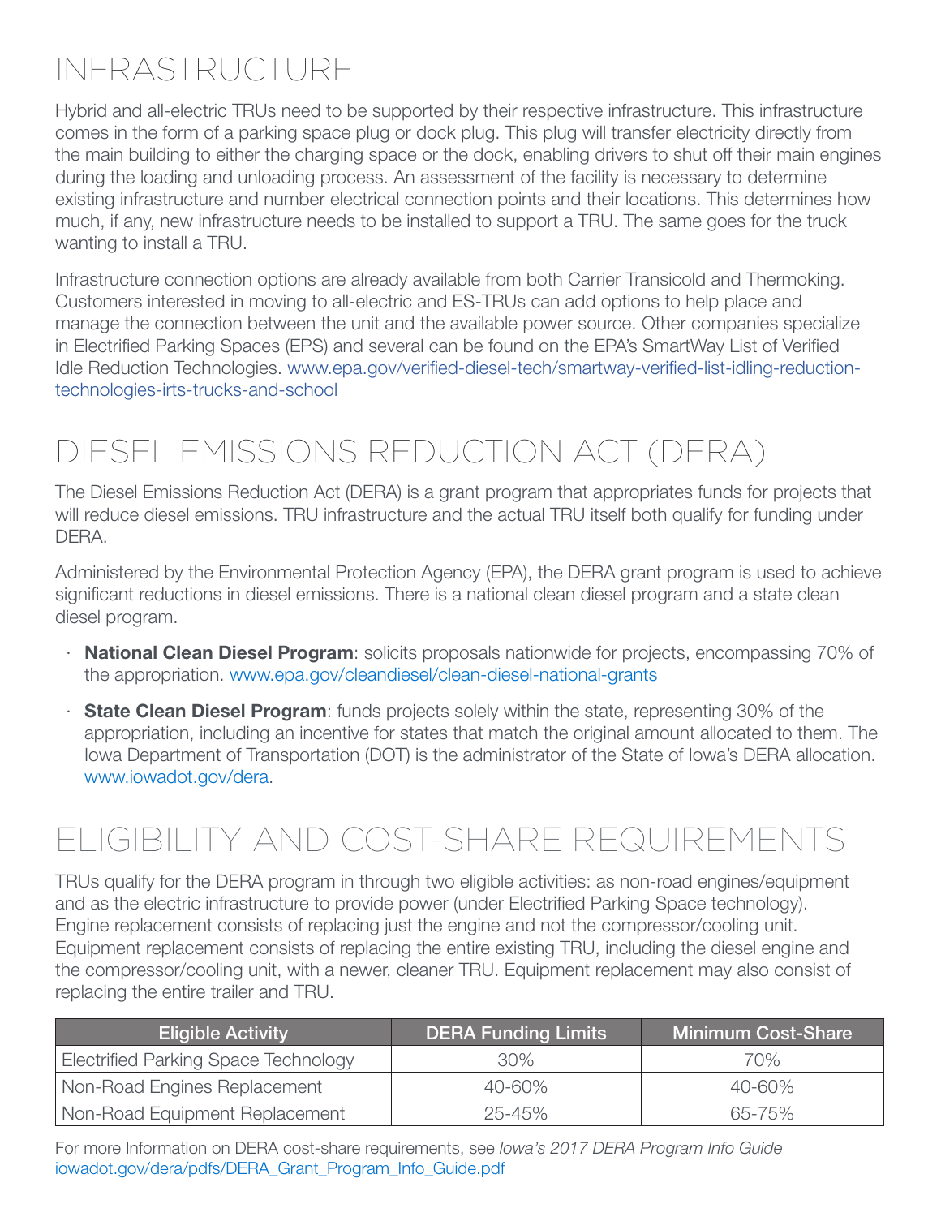# INFRASTRUCTURE

Hybrid and all-electric TRUs need to be supported by their respective infrastructure. This infrastructure comes in the form of a parking space plug or dock plug. This plug will transfer electricity directly from the main building to either the charging space or the dock, enabling drivers to shut off their main engines during the loading and unloading process. An assessment of the facility is necessary to determine existing infrastructure and number electrical connection points and their locations. This determines how much, if any, new infrastructure needs to be installed to support a TRU. The same goes for the truck wanting to install a TRU.

Infrastructure connection options are already available from both Carrier Transicold and Thermoking. Customers interested in moving to all-electric and ES-TRUs can add options to help place and manage the connection between the unit and the available power source. Other companies specialize in Electrified Parking Spaces (EPS) and several can be found on the EPA's SmartWay List of Verified Idle Reduction Technologies. www.epa.gov/verified-diesel-tech/smartway-verified-list-idling-reduction-technologies-irts-trucks-and-school

# DIESEL EMISSIONS REDUCTION ACT (DERA)

The Diesel Emissions Reduction Act (DERA) is a grant program that appropriates funds for projects that will reduce diesel emissions. TRU infrastructure and the actual TRU itself both qualify for funding under DERA.

Administered by the Environmental Protection Agency (EPA), the DERA grant program is used to achieve significant reductions in diesel emissions. There is a national clean diesel program and a state clean diesel program.

- **National Clean Diesel Program**: solicits proposals nationwide for projects, encompassing 70% of the appropriation. www.epa.gov/cleandiesel/clean-diesel-national-grants
- **State Clean Diesel Program**: funds projects solely within the state, representing 30% of the appropriation, including an incentive for states that match the original amount allocated to them. The Iowa Department of Transportation (DOT) is the administrator of the State of Iowa's DERA allocation. www.iowadot.gov/dera.

# ELIGIBILITY AND COST-SHARE REQUIREMENTS

TRUs qualify for the DERA program in through two eligible activities: as non-road engines/equipment and as the electric infrastructure to provide power (under Electrified Parking Space technology). Engine replacement consists of replacing just the engine and not the compressor/cooling unit. Equipment replacement consists of replacing the entire existing TRU, including the diesel engine and the compressor/cooling unit, with a newer, cleaner TRU. Equipment replacement may also consist of replacing the entire trailer and TRU.

| Eligible Activity | DERA Funding Limits | Minimum Cost-Share |
|---|---|---|
| Electrified Parking Space Technology | 30% | 70% |
| Non-Road Engines Replacement | 40-60% | 40-60% |
| Non-Road Equipment Replacement | 25-45% | 65-75% |

For more Information on DERA cost-share requirements, see *Iowa's 2017 DERA Program Info Guide* iowadot.gov/dera/pdfs/DERA_Grant_Program_Info_Guide.pdf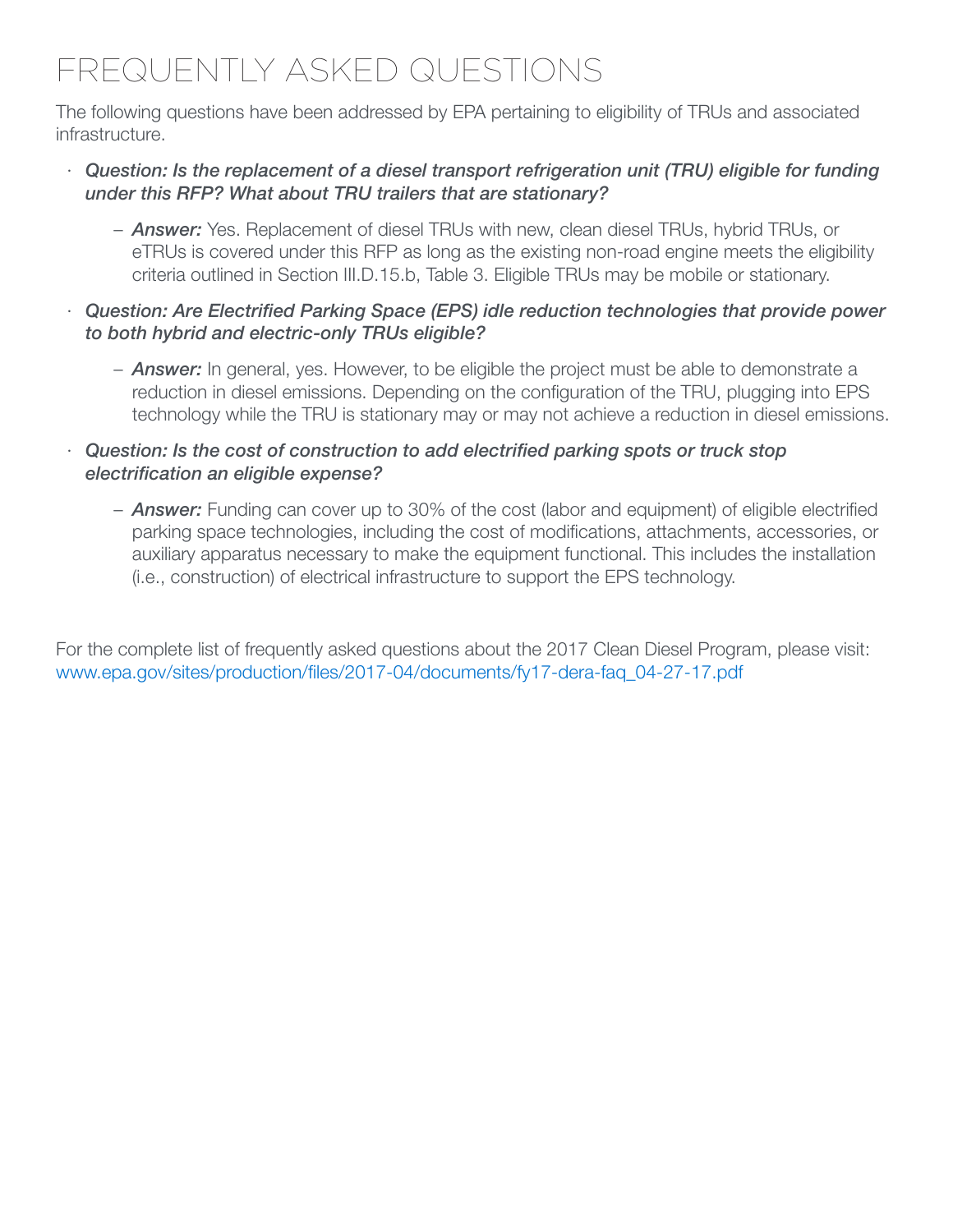# FREQUENTLY ASKED QUESTIONS

The following questions have been addressed by EPA pertaining to eligibility of TRUs and associated infrastructure.

- *Question: Is the replacement of a diesel transport refrigeration unit (TRU) eligible for funding under this RFP? What about TRU trailers that are stationary?*
  - ***Answer:*** Yes. Replacement of diesel TRUs with new, clean diesel TRUs, hybrid TRUs, or eTRUs is covered under this RFP as long as the existing non-road engine meets the eligibility criteria outlined in Section III.D.15.b, Table 3. Eligible TRUs may be mobile or stationary.
- *Question: Are Electrified Parking Space (EPS) idle reduction technologies that provide power to both hybrid and electric-only TRUs eligible?*
  - ***Answer:*** In general, yes. However, to be eligible the project must be able to demonstrate a reduction in diesel emissions. Depending on the configuration of the TRU, plugging into EPS technology while the TRU is stationary may or may not achieve a reduction in diesel emissions.
- *Question: Is the cost of construction to add electrified parking spots or truck stop electrification an eligible expense?*
  - ***Answer:*** Funding can cover up to 30% of the cost (labor and equipment) of eligible electrified parking space technologies, including the cost of modifications, attachments, accessories, or auxiliary apparatus necessary to make the equipment functional. This includes the installation (i.e., construction) of electrical infrastructure to support the EPS technology.

For the complete list of frequently asked questions about the 2017 Clean Diesel Program, please visit: www.epa.gov/sites/production/files/2017-04/documents/fy17-dera-faq_04-27-17.pdf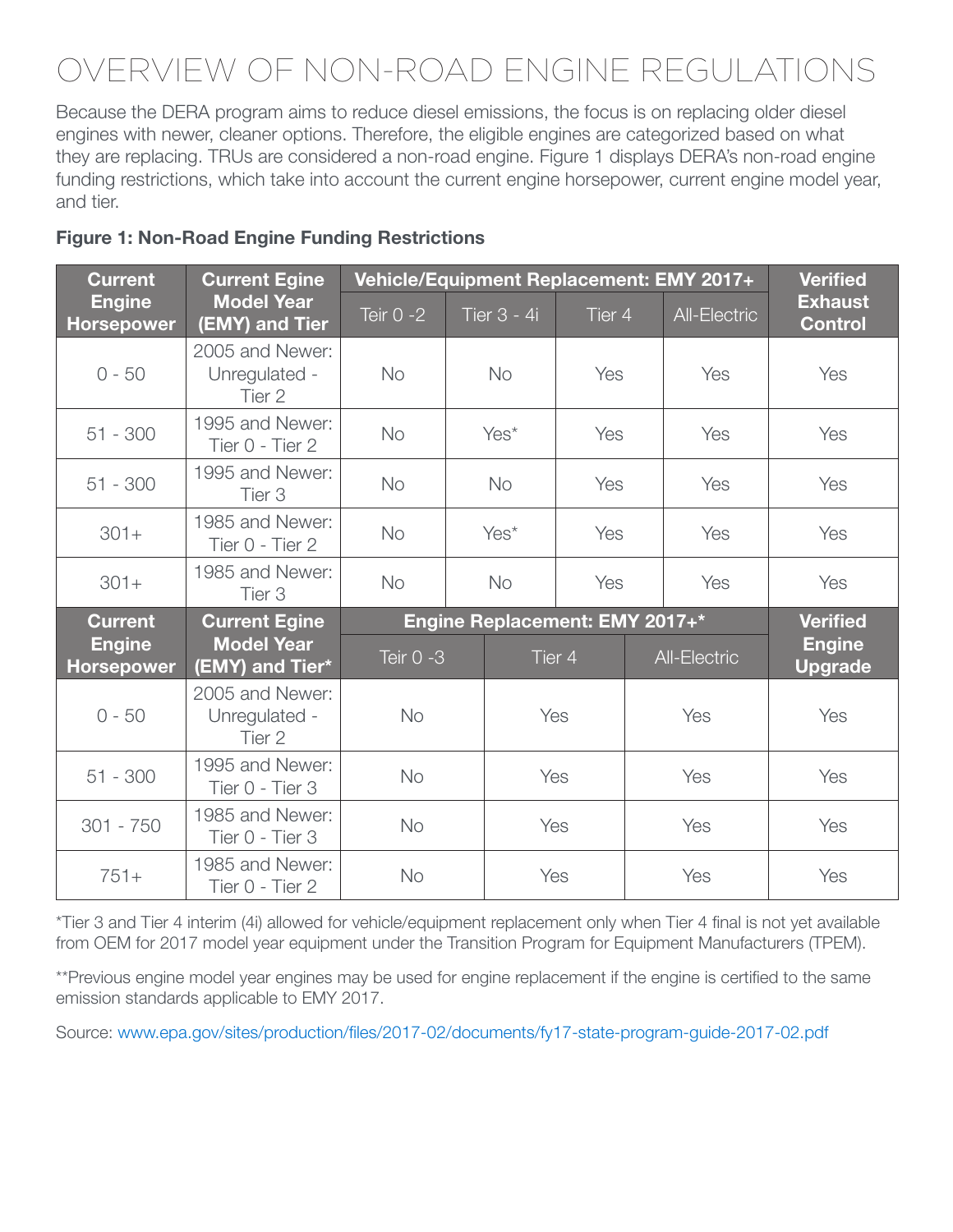# OVERVIEW OF NON-ROAD ENGINE REGULATIONS

Because the DERA program aims to reduce diesel emissions, the focus is on replacing older diesel engines with newer, cleaner options. Therefore, the eligible engines are categorized based on what they are replacing. TRUs are considered a non-road engine. Figure 1 displays DERA's non-road engine funding restrictions, which take into account the current engine horsepower, current engine model year, and tier.

**Figure 1: Non-Road Engine Funding Restrictions**

| Current Engine Horsepower | Current Egine Model Year (EMY) and Tier | Vehicle/Equipment Replacement: EMY 2017+ | | | | Verified Exhaust Control |
|---|---|---|---|---|---|---|
| | | Teir 0 -2 | Tier 3 - 4i | Tier 4 | All-Electric | |
| 0 - 50 | 2005 and Newer: Unregulated - Tier 2 | No | No | Yes | Yes | Yes |
| 51 - 300 | 1995 and Newer: Tier 0 - Tier 2 | No | Yes* | Yes | Yes | Yes |
| 51 - 300 | 1995 and Newer: Tier 3 | No | No | Yes | Yes | Yes |
| 301+ | 1985 and Newer: Tier 0 - Tier 2 | No | Yes* | Yes | Yes | Yes |
| 301+ | 1985 and Newer: Tier 3 | No | No | Yes | Yes | Yes |
| **Current Engine Horsepower** | **Current Egine Model Year (EMY) and Tier*** | **Engine Replacement: EMY 2017+*** | | | | **Verified Engine Upgrade** |
| | | Teir 0 -3 | Tier 4 | All-Electric | | |
| 0 - 50 | 2005 and Newer: Unregulated - Tier 2 | No | Yes | Yes | | Yes |
| 51 - 300 | 1995 and Newer: Tier 0 - Tier 3 | No | Yes | Yes | | Yes |
| 301 - 750 | 1985 and Newer: Tier 0 - Tier 3 | No | Yes | Yes | | Yes |
| 751+ | 1985 and Newer: Tier 0 - Tier 2 | No | Yes | Yes | | Yes |

*Tier 3 and Tier 4 interim (4i) allowed for vehicle/equipment replacement only when Tier 4 final is not yet available from OEM for 2017 model year equipment under the Transition Program for Equipment Manufacturers (TPEM).

**Previous engine model year engines may be used for engine replacement if the engine is certified to the same emission standards applicable to EMY 2017.

Source: www.epa.gov/sites/production/files/2017-02/documents/fy17-state-program-guide-2017-02.pdf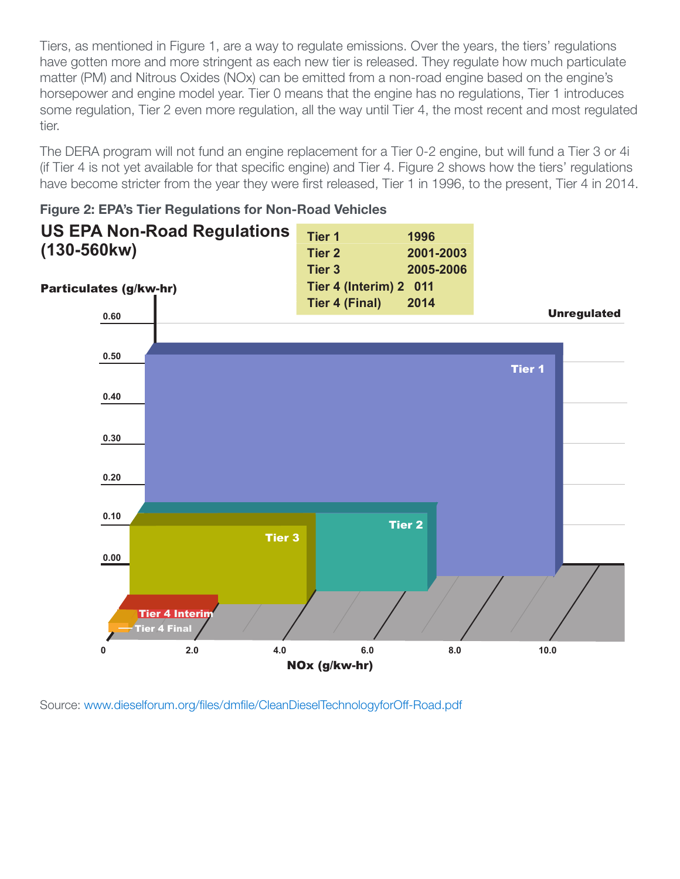Tiers, as mentioned in Figure 1, are a way to regulate emissions. Over the years, the tiers' regulations have gotten more and more stringent as each new tier is released. They regulate how much particulate matter (PM) and Nitrous Oxides (NOx) can be emitted from a non-road engine based on the engine's horsepower and engine model year. Tier 0 means that the engine has no regulations, Tier 1 introduces some regulation, Tier 2 even more regulation, all the way until Tier 4, the most recent and most regulated tier.

The DERA program will not fund an engine replacement for a Tier 0-2 engine, but will fund a Tier 3 or 4i (if Tier 4 is not yet available for that specific engine) and Tier 4. Figure 2 shows how the tiers' regulations have become stricter from the year they were first released, Tier 1 in 1996, to the present, Tier 4 in 2014.

**Figure 2: EPA's Tier Regulations for Non-Road Vehicles**

**US EPA Non-Road Regulations (130-560kw)**

| Tier | Year |
|---|---|
| Tier 1 | 1996 |
| Tier 2 | 2001-2003 |
| Tier 3 | 2005-2006 |
| Tier 4 (Interim) | 2011 |
| Tier 4 (Final) | 2014 |

Particulates (g/kw-hr): 0.00, 0.10, 0.20, 0.30, 0.40, 0.50, 0.60

NOx (g/kw-hr): 0, 2.0, 4.0, 6.0, 8.0, 10.0

Unregulated

Tier 1

Tier 2

Tier 3

Tier 4 Interim

Tier 4 Final

Source: www.dieselforum.org/files/dmfile/CleanDieselTechnologyforOff-Road.pdf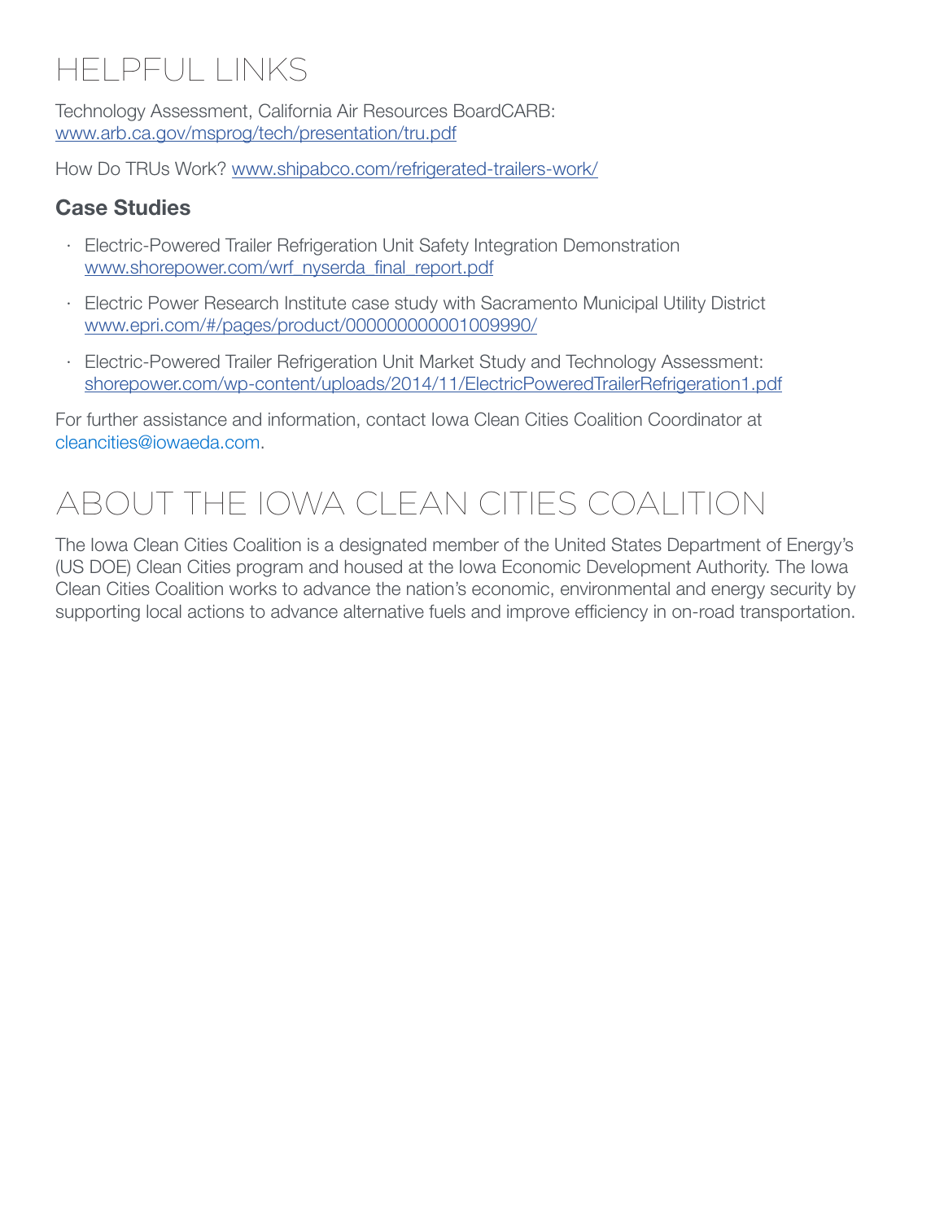# HELPFUL LINKS

Technology Assessment, California Air Resources BoardCARB:
www.arb.ca.gov/msprog/tech/presentation/tru.pdf

How Do TRUs Work? www.shipabco.com/refrigerated-trailers-work/

### Case Studies

- Electric-Powered Trailer Refrigeration Unit Safety Integration Demonstration
  www.shorepower.com/wrf_nyserda_final_report.pdf
- Electric Power Research Institute case study with Sacramento Municipal Utility District
  www.epri.com/#/pages/product/000000000001009990/
- Electric-Powered Trailer Refrigeration Unit Market Study and Technology Assessment:
  shorepower.com/wp-content/uploads/2014/11/ElectricPoweredTrailerRefrigeration1.pdf

For further assistance and information, contact Iowa Clean Cities Coalition Coordinator at cleancities@iowaeda.com.

# ABOUT THE IOWA CLEAN CITIES COALITION

The Iowa Clean Cities Coalition is a designated member of the United States Department of Energy's (US DOE) Clean Cities program and housed at the Iowa Economic Development Authority. The Iowa Clean Cities Coalition works to advance the nation's economic, environmental and energy security by supporting local actions to advance alternative fuels and improve efficiency in on-road transportation.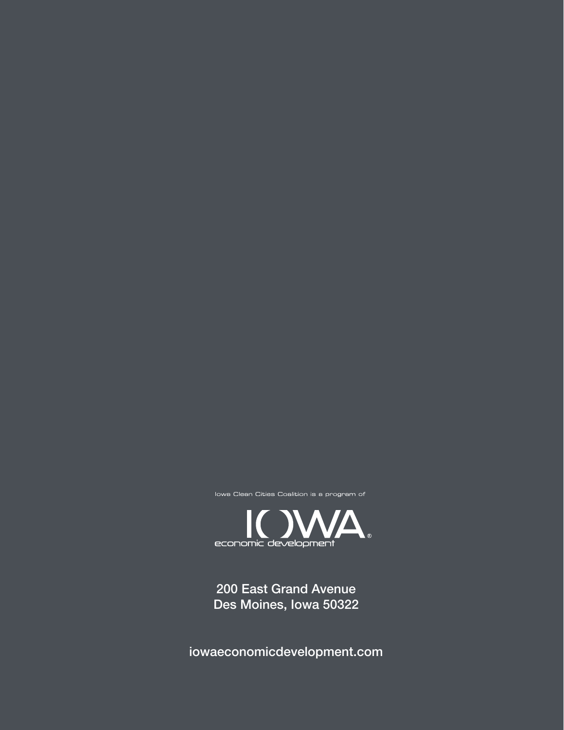Iowa Clean Cities Coalition is a program of

IOWA® economic development

200 East Grand Avenue
Des Moines, Iowa 50322

iowaeconomicdevelopment.com